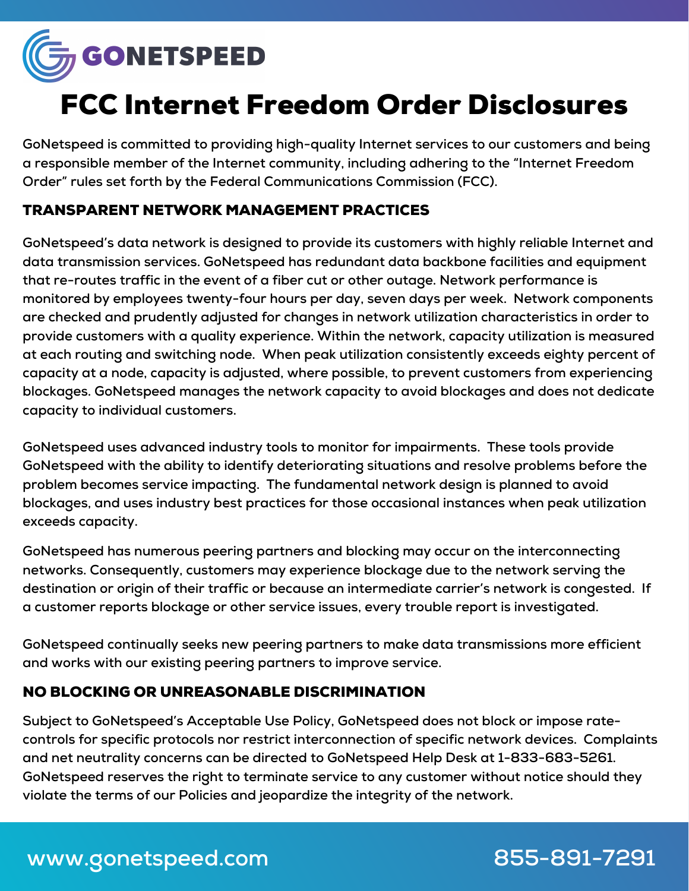GONETSPEED

# FCC Internet Freedom Order Disclosures

**GoNetspeed is committed to providing high-quality Internet services to our customers and being a responsible member of the Internet community, including adhering to the "Internet Freedom Order" rules set forth by the Federal Communications Commission (FCC).**

## TRANSPARENT NETWORK MANAGEMENT PRACTICES

**GoNetspeed's data network is designed to provide its customers with highly reliable Internet and data transmission services. GoNetspeed has redundant data backbone facilities and equipment that re-routes traffic in the event of a fiber cut or other outage. Network performance is monitored by employees twenty-four hours per day, seven days per week. Network components are checked and prudently adjusted for changes in network utilization characteristics in order to provide customers with a quality experience. Within the network, capacity utilization is measured at each routing and switching node. When peak utilization consistently exceeds eighty percent of capacity at a node, capacity is adjusted, where possible, to prevent customers from experiencing blockages. GoNetspeed manages the network capacity to avoid blockages and does not dedicate capacity to individual customers.**

**GoNetspeed uses advanced industry tools to monitor for impairments. These tools provide GoNetspeed with the ability to identify deteriorating situations and resolve problems before the problem becomes service impacting. The fundamental network design is planned to avoid blockages, and uses industry best practices for those occasional instances when peak utilization exceeds capacity.**

**GoNetspeed has numerous peering partners and blocking may occur on the interconnecting networks. Consequently, customers may experience blockage due to the network serving the destination or origin of their traffic or because an intermediate carrier's network is congested. If a customer reports blockage or other service issues, every trouble report is investigated.**

**GoNetspeed continually seeks new peering partners to make data transmissions more efficient and works with our existing peering partners to improve service.**

## NO BLOCKING OR UNREASONABLE DISCRIMINATION

**Subject to GoNetspeed's Acceptable Use Policy, GoNetspeed does not block or impose rate-controls for specific protocols nor restrict interconnection of specific network devices. Complaints and net neutrality concerns can be directed to GoNetspeed Help Desk at 1-833-683-5261. GoNetspeed reserves the right to terminate service to any customer without notice should they violate the terms of our Policies and jeopardize the integrity of the network.**

www.gonetspeed.com 855-891-7291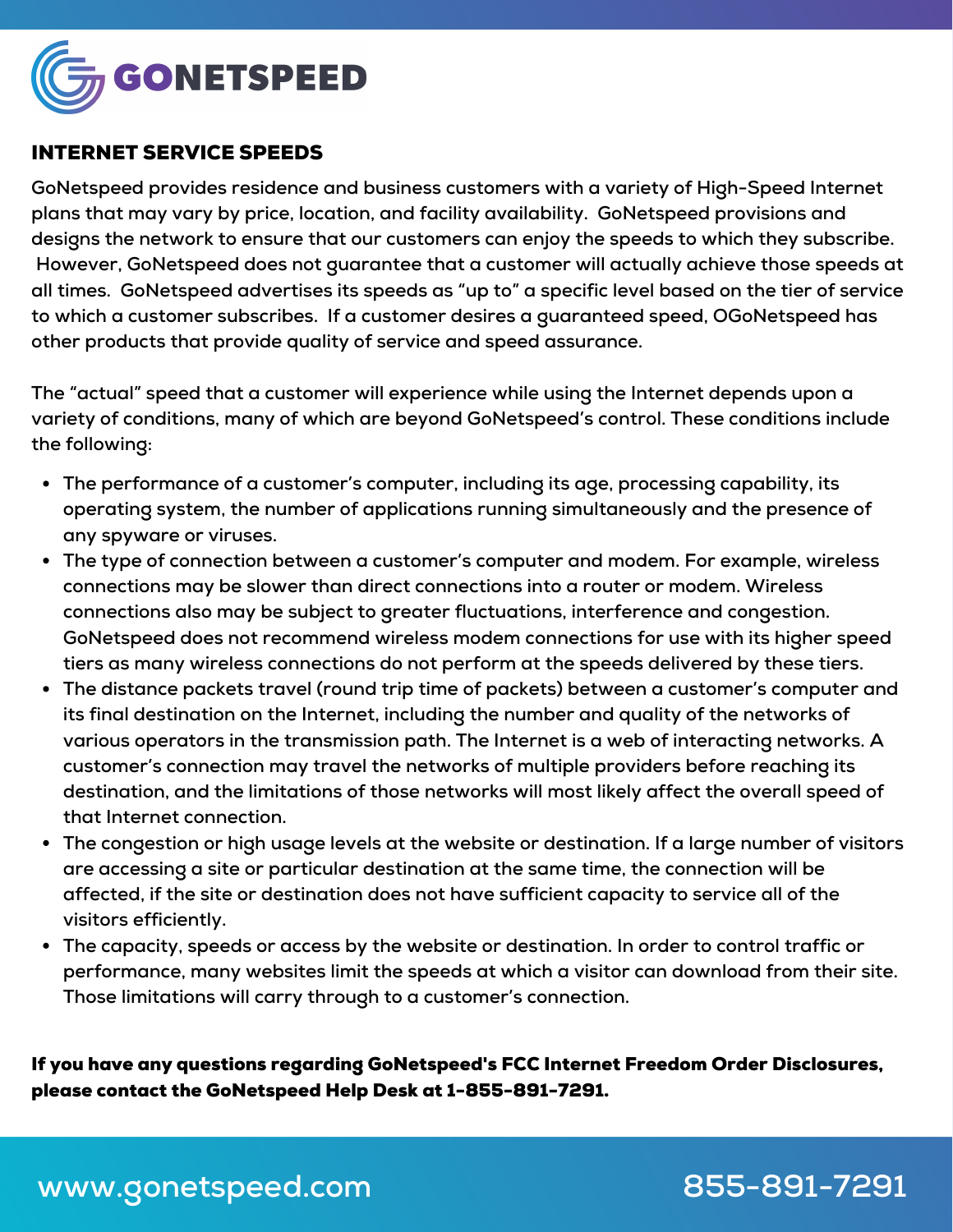GONETSPEED

## INTERNET SERVICE SPEEDS

**GoNetspeed provides residence and business customers with a variety of High-Speed Internet plans that may vary by price, location, and facility availability. GoNetspeed provisions and designs the network to ensure that our customers can enjoy the speeds to which they subscribe. However, GoNetspeed does not guarantee that a customer will actually achieve those speeds at all times. GoNetspeed advertises its speeds as "up to" a specific level based on the tier of service to which a customer subscribes. If a customer desires a guaranteed speed, OGoNetspeed has other products that provide quality of service and speed assurance.**

**The "actual" speed that a customer will experience while using the Internet depends upon a variety of conditions, many of which are beyond GoNetspeed's control. These conditions include the following:**

- **The performance of a customer's computer, including its age, processing capability, its operating system, the number of applications running simultaneously and the presence of any spyware or viruses.**
- **The type of connection between a customer's computer and modem. For example, wireless connections may be slower than direct connections into a router or modem. Wireless connections also may be subject to greater fluctuations, interference and congestion. GoNetspeed does not recommend wireless modem connections for use with its higher speed tiers as many wireless connections do not perform at the speeds delivered by these tiers.**
- **The distance packets travel (round trip time of packets) between a customer's computer and its final destination on the Internet, including the number and quality of the networks of various operators in the transmission path. The Internet is a web of interacting networks. A customer's connection may travel the networks of multiple providers before reaching its destination, and the limitations of those networks will most likely affect the overall speed of that Internet connection.**
- **The congestion or high usage levels at the website or destination. If a large number of visitors are accessing a site or particular destination at the same time, the connection will be affected, if the site or destination does not have sufficient capacity to service all of the visitors efficiently.**
- **The capacity, speeds or access by the website or destination. In order to control traffic or performance, many websites limit the speeds at which a visitor can download from their site. Those limitations will carry through to a customer's connection.**

**If you have any questions regarding GoNetspeed's FCC Internet Freedom Order Disclosures, please contact the GoNetspeed Help Desk at 1-855-891-7291.**

www.gonetspeed.com 855-891-7291